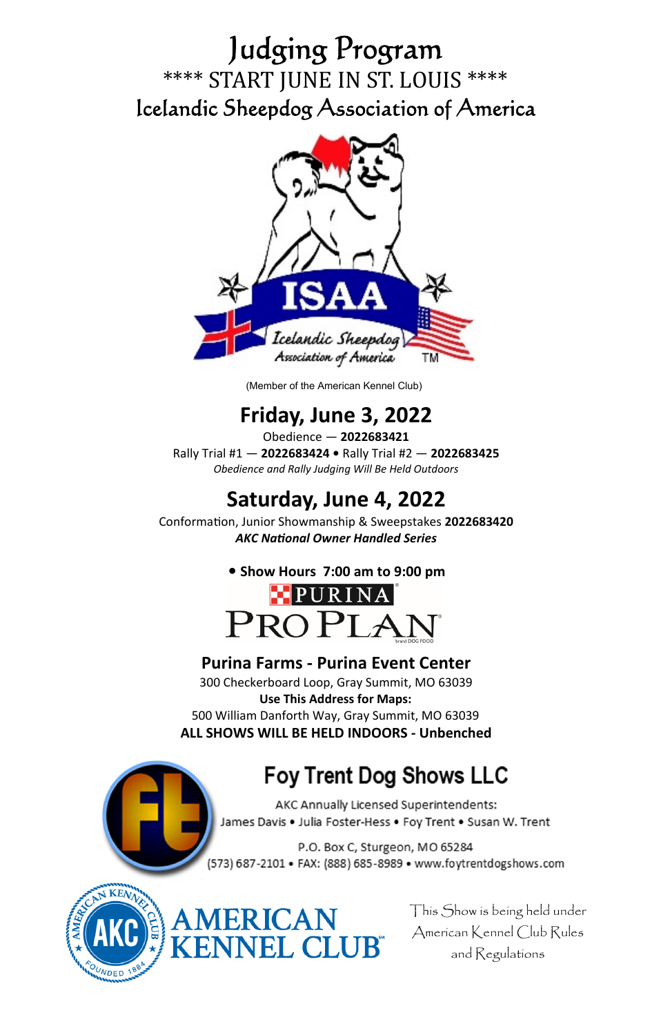# Judging Program

**** START JUNE IN ST. LOUIS ****

## Icelandic Sheepdog Association of America

ISAA

Icelandic Sheepdog Association of America

(Member of the American Kennel Club)

## Friday, June 3, 2022

Obedience — **2022683421**

Rally Trial #1 — **2022683424** • Rally Trial #2 — **2022683425**

*Obedience and Rally Judging Will Be Held Outdoors*

## Saturday, June 4, 2022

Conformation, Junior Showmanship & Sweepstakes **2022683420**

***AKC National Owner Handled Series***

**• Show Hours 7:00 am to 9:00 pm**

PURINA PRO PLAN

**Purina Farms - Purina Event Center**

300 Checkerboard Loop, Gray Summit, MO 63039

**Use This Address for Maps:**

500 William Danforth Way, Gray Summit, MO 63039

**ALL SHOWS WILL BE HELD INDOORS - Unbenched**

## Foy Trent Dog Shows LLC

AKC Annually Licensed Superintendents:

James Davis • Julia Foster-Hess • Foy Trent • Susan W. Trent

P.O. Box C, Sturgeon, MO 65284

(573) 687-2101 • FAX: (888) 685-8989 • www.foytrentdogshows.com

AMERICAN KENNEL CLUB

This Show is being held under American Kennel Club Rules and Regulations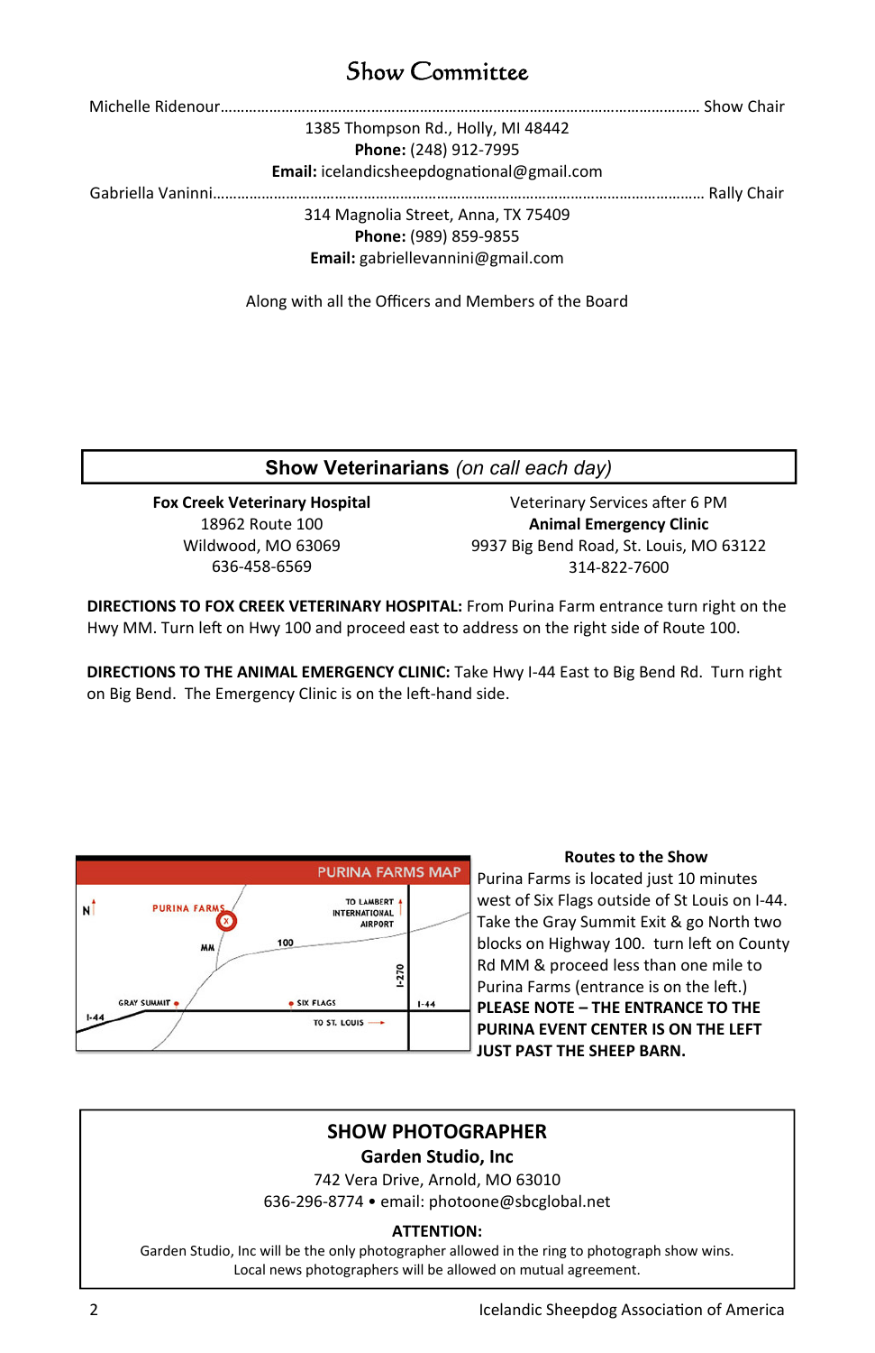# Show Committee

Michelle Ridenour………………………………………………………………………………… Show Chair

1385 Thompson Rd., Holly, MI 48442
**Phone:** (248) 912-7995
**Email:** icelandicsheepdognational@gmail.com

Gabriella Vaninni………………………………………………………………………………… Rally Chair

314 Magnolia Street, Anna, TX 75409
**Phone:** (989) 859-9855
**Email:** gabriellevannini@gmail.com

Along with all the Officers and Members of the Board

## Show Veterinarians *(on call each day)*

**Fox Creek Veterinary Hospital**
18962 Route 100
Wildwood, MO 63069
636-458-6569

Veterinary Services after 6 PM
**Animal Emergency Clinic**
9937 Big Bend Road, St. Louis, MO 63122
314-822-7600

**DIRECTIONS TO FOX CREEK VETERINARY HOSPITAL:** From Purina Farm entrance turn right on the Hwy MM. Turn left on Hwy 100 and proceed east to address on the right side of Route 100.

**DIRECTIONS TO THE ANIMAL EMERGENCY CLINIC:** Take Hwy I-44 East to Big Bend Rd. Turn right on Big Bend. The Emergency Clinic is on the left-hand side.

PURINA FARMS MAP

N, PURINA FARMS, TO LAMBERT INTERNATIONAL AIRPORT, MM, 100, I-270, GRAY SUMMIT, SIX FLAGS, I-44, TO ST. LOUIS

**Routes to the Show**

Purina Farms is located just 10 minutes west of Six Flags outside of St Louis on I-44. Take the Gray Summit Exit & go North two blocks on Highway 100. turn left on County Rd MM & proceed less than one mile to Purina Farms (entrance is on the left.)

**PLEASE NOTE – THE ENTRANCE TO THE PURINA EVENT CENTER IS ON THE LEFT JUST PAST THE SHEEP BARN.**

## SHOW PHOTOGRAPHER

**Garden Studio, Inc**

742 Vera Drive, Arnold, MO 63010
636-296-8774 • email: photoone@sbcglobal.net

**ATTENTION:**

Garden Studio, Inc will be the only photographer allowed in the ring to photograph show wins. Local news photographers will be allowed on mutual agreement.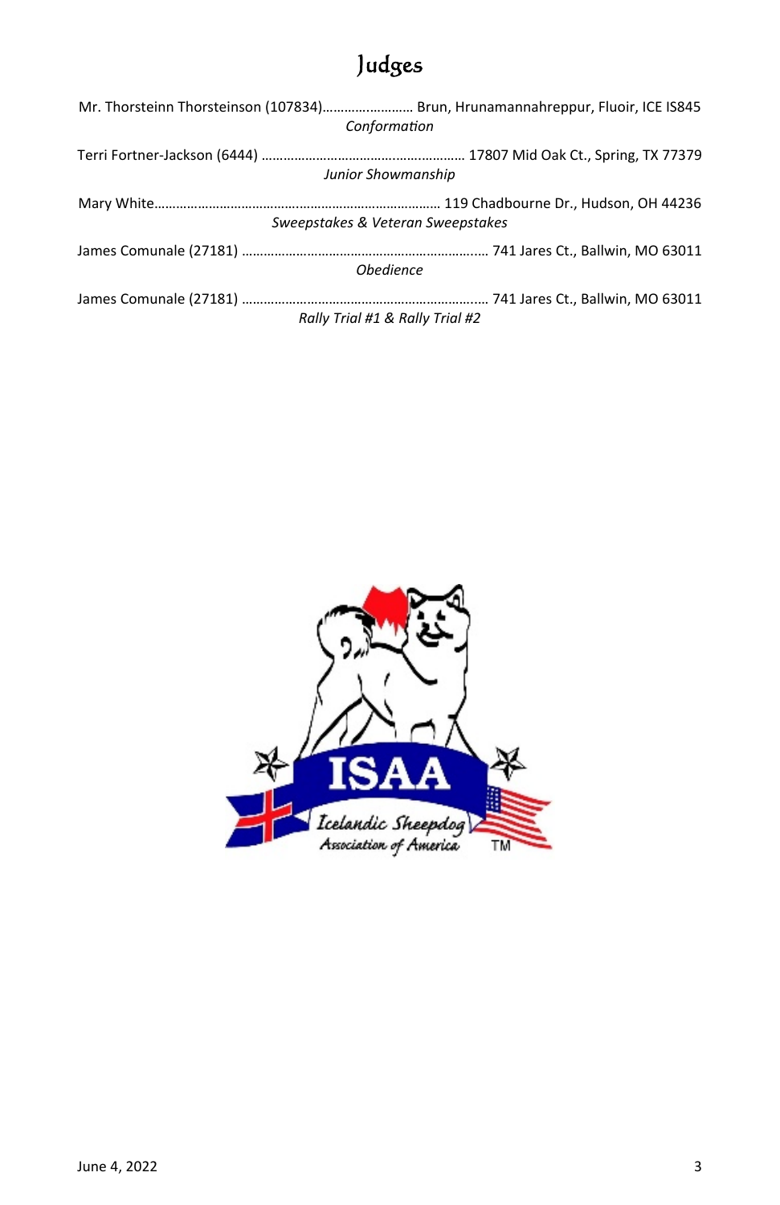# Judges

Mr. Thorsteinn Thorsteinson (107834)…………………… Brun, Hrunamannahreppur, Fluoir, ICE IS845

*Conformation*

Terri Fortner-Jackson (6444) …………………………………………… 17807 Mid Oak Ct., Spring, TX 77379

*Junior Showmanship*

Mary White……………………………………………………………… 119 Chadbourne Dr., Hudson, OH 44236

*Sweepstakes & Veteran Sweepstakes*

James Comunale (27181) ……………………………………………………… 741 Jares Ct., Ballwin, MO 63011

*Obedience*

James Comunale (27181) ……………………………………………………… 741 Jares Ct., Ballwin, MO 63011

*Rally Trial #1 & Rally Trial #2*

ISAA

Icelandic Sheepdog Association of America TM

June 4, 2022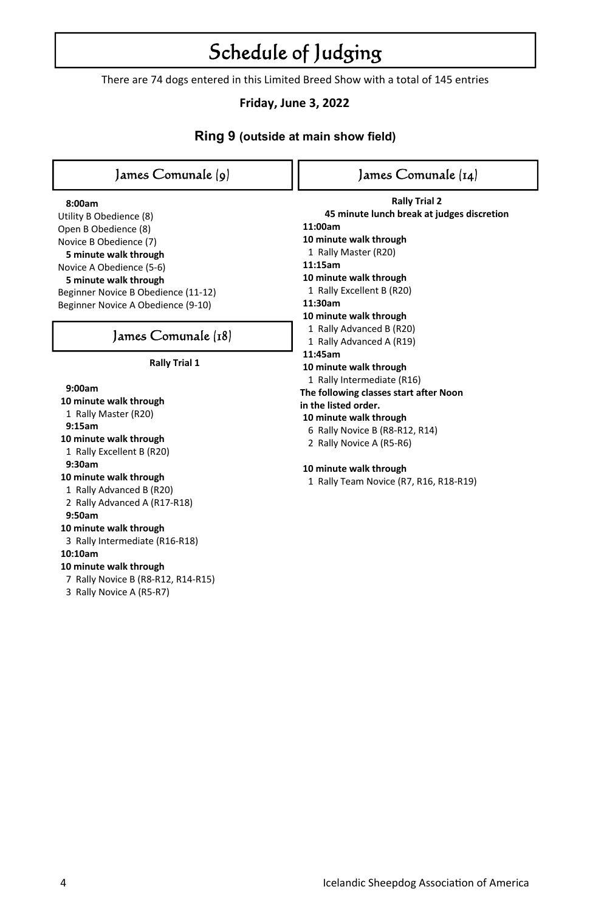# Schedule of Judging

There are 74 dogs entered in this Limited Breed Show with a total of 145 entries

**Friday, June 3, 2022**

## Ring 9 (outside at main show field)

### James Comunale (9)

**8:00am**

Utility B Obedience (8)
Open B Obedience (8)
Novice B Obedience (7)

**5 minute walk through**

Novice A Obedience (5-6)

**5 minute walk through**

Beginner Novice B Obedience (11-12)
Beginner Novice A Obedience (9-10)

### James Comunale (18)

**Rally Trial 1**

**9:00am**

**10 minute walk through**

1 Rally Master (R20)

**9:15am**

**10 minute walk through**

1 Rally Excellent B (R20)

**9:30am**

**10 minute walk through**

1 Rally Advanced B (R20)
2 Rally Advanced A (R17-R18)

**9:50am**

**10 minute walk through**

3 Rally Intermediate (R16-R18)

**10:10am**

**10 minute walk through**

7 Rally Novice B (R8-R12, R14-R15)
3 Rally Novice A (R5-R7)

### James Comunale (14)

**Rally Trial 2**

**45 minute lunch break at judges discretion**

**11:00am**

**10 minute walk through**

1 Rally Master (R20)

**11:15am**

**10 minute walk through**

1 Rally Excellent B (R20)

**11:30am**

**10 minute walk through**

1 Rally Advanced B (R20)
1 Rally Advanced A (R19)

**11:45am**

**10 minute walk through**

1 Rally Intermediate (R16)

**The following classes start after Noon in the listed order.**

**10 minute walk through**

6 Rally Novice B (R8-R12, R14)
2 Rally Novice A (R5-R6)

**10 minute walk through**

1 Rally Team Novice (R7, R16, R18-R19)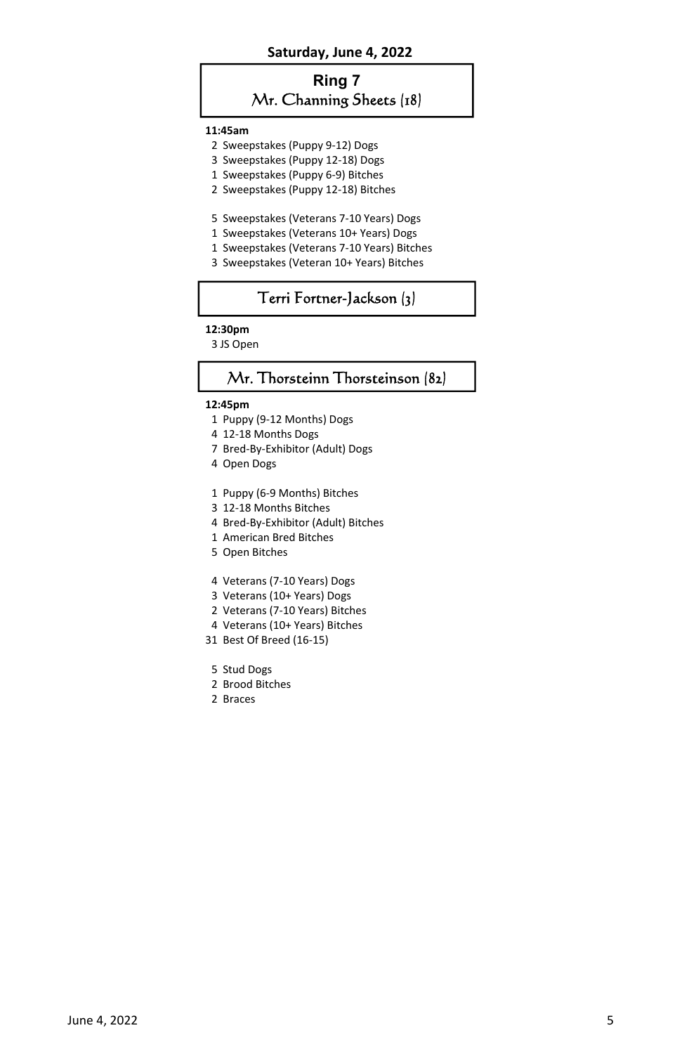**Saturday, June 4, 2022**

## Ring 7
### Mr. Channing Sheets (18)

**11:45am**

2 Sweepstakes (Puppy 9-12) Dogs
3 Sweepstakes (Puppy 12-18) Dogs
1 Sweepstakes (Puppy 6-9) Bitches
2 Sweepstakes (Puppy 12-18) Bitches

5 Sweepstakes (Veterans 7-10 Years) Dogs
1 Sweepstakes (Veterans 10+ Years) Dogs
1 Sweepstakes (Veterans 7-10 Years) Bitches
3 Sweepstakes (Veteran 10+ Years) Bitches

### Terri Fortner-Jackson (3)

**12:30pm**

3 JS Open

### Mr. Thorsteinn Thorsteinson (82)

**12:45pm**

1 Puppy (9-12 Months) Dogs
4 12-18 Months Dogs
7 Bred-By-Exhibitor (Adult) Dogs
4 Open Dogs

1 Puppy (6-9 Months) Bitches
3 12-18 Months Bitches
4 Bred-By-Exhibitor (Adult) Bitches
1 American Bred Bitches
5 Open Bitches

4 Veterans (7-10 Years) Dogs
3 Veterans (10+ Years) Dogs
2 Veterans (7-10 Years) Bitches
4 Veterans (10+ Years) Bitches
31 Best Of Breed (16-15)

5 Stud Dogs
2 Brood Bitches
2 Braces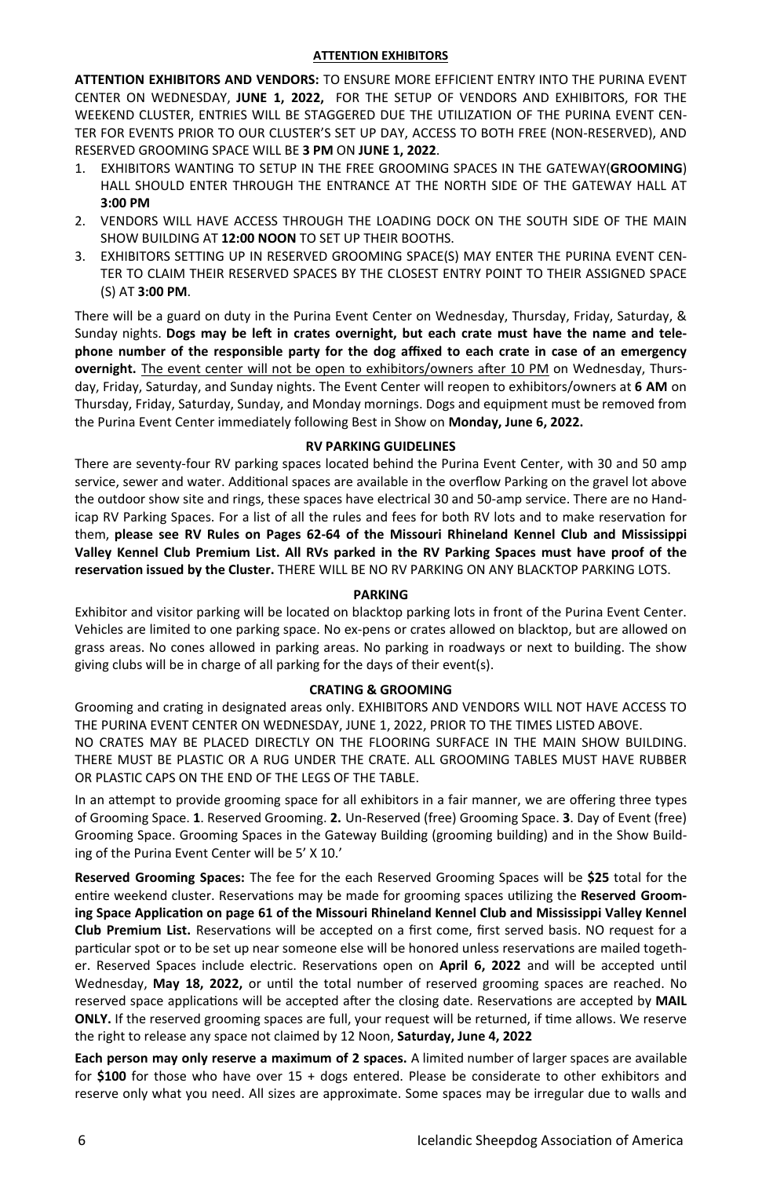## ATTENTION EXHIBITORS

**ATTENTION EXHIBITORS AND VENDORS:** TO ENSURE MORE EFFICIENT ENTRY INTO THE PURINA EVENT CENTER ON WEDNESDAY, **JUNE 1, 2022,** FOR THE SETUP OF VENDORS AND EXHIBITORS, FOR THE WEEKEND CLUSTER, ENTRIES WILL BE STAGGERED DUE THE UTILIZATION OF THE PURINA EVENT CENTER FOR EVENTS PRIOR TO OUR CLUSTER'S SET UP DAY, ACCESS TO BOTH FREE (NON-RESERVED), AND RESERVED GROOMING SPACE WILL BE **3 PM** ON **JUNE 1, 2022**.

1. EXHIBITORS WANTING TO SETUP IN THE FREE GROOMING SPACES IN THE GATEWAY(**GROOMING**) HALL SHOULD ENTER THROUGH THE ENTRANCE AT THE NORTH SIDE OF THE GATEWAY HALL AT **3:00 PM**
2. VENDORS WILL HAVE ACCESS THROUGH THE LOADING DOCK ON THE SOUTH SIDE OF THE MAIN SHOW BUILDING AT **12:00 NOON** TO SET UP THEIR BOOTHS.
3. EXHIBITORS SETTING UP IN RESERVED GROOMING SPACE(S) MAY ENTER THE PURINA EVENT CENTER TO CLAIM THEIR RESERVED SPACES BY THE CLOSEST ENTRY POINT TO THEIR ASSIGNED SPACE (S) AT **3:00 PM**.

There will be a guard on duty in the Purina Event Center on Wednesday, Thursday, Friday, Saturday, & Sunday nights. **Dogs may be left in crates overnight, but each crate must have the name and telephone number of the responsible party for the dog affixed to each crate in case of an emergency overnight.** <u>The event center will not be open to exhibitors/owners after 10 PM</u> on Wednesday, Thursday, Friday, Saturday, and Sunday nights. The Event Center will reopen to exhibitors/owners at **6 AM** on Thursday, Friday, Saturday, Sunday, and Monday mornings. Dogs and equipment must be removed from the Purina Event Center immediately following Best in Show on **Monday, June 6, 2022.**

## RV PARKING GUIDELINES

There are seventy-four RV parking spaces located behind the Purina Event Center, with 30 and 50 amp service, sewer and water. Additional spaces are available in the overflow Parking on the gravel lot above the outdoor show site and rings, these spaces have electrical 30 and 50-amp service. There are no Handicap RV Parking Spaces. For a list of all the rules and fees for both RV lots and to make reservation for them, **please see RV Rules on Pages 62-64 of the Missouri Rhineland Kennel Club and Mississippi Valley Kennel Club Premium List. All RVs parked in the RV Parking Spaces must have proof of the reservation issued by the Cluster.** THERE WILL BE NO RV PARKING ON ANY BLACKTOP PARKING LOTS.

## PARKING

Exhibitor and visitor parking will be located on blacktop parking lots in front of the Purina Event Center. Vehicles are limited to one parking space. No ex-pens or crates allowed on blacktop, but are allowed on grass areas. No cones allowed in parking areas. No parking in roadways or next to building. The show giving clubs will be in charge of all parking for the days of their event(s).

## CRATING & GROOMING

Grooming and crating in designated areas only. EXHIBITORS AND VENDORS WILL NOT HAVE ACCESS TO THE PURINA EVENT CENTER ON WEDNESDAY, JUNE 1, 2022, PRIOR TO THE TIMES LISTED ABOVE.
NO CRATES MAY BE PLACED DIRECTLY ON THE FLOORING SURFACE IN THE MAIN SHOW BUILDING. THERE MUST BE PLASTIC OR A RUG UNDER THE CRATE. ALL GROOMING TABLES MUST HAVE RUBBER OR PLASTIC CAPS ON THE END OF THE LEGS OF THE TABLE.

In an attempt to provide grooming space for all exhibitors in a fair manner, we are offering three types of Grooming Space. **1**. Reserved Grooming. **2.** Un-Reserved (free) Grooming Space. **3**. Day of Event (free) Grooming Space. Grooming Spaces in the Gateway Building (grooming building) and in the Show Building of the Purina Event Center will be 5' X 10.'

**Reserved Grooming Spaces:** The fee for the each Reserved Grooming Spaces will be **$25** total for the entire weekend cluster. Reservations may be made for grooming spaces utilizing the **Reserved Grooming Space Application on page 61 of the Missouri Rhineland Kennel Club and Mississippi Valley Kennel Club Premium List.** Reservations will be accepted on a first come, first served basis. NO request for a particular spot or to be set up near someone else will be honored unless reservations are mailed together. Reserved Spaces include electric. Reservations open on **April 6, 2022** and will be accepted until Wednesday, **May 18, 2022,** or until the total number of reserved grooming spaces are reached. No reserved space applications will be accepted after the closing date. Reservations are accepted by **MAIL ONLY.** If the reserved grooming spaces are full, your request will be returned, if time allows. We reserve the right to release any space not claimed by 12 Noon, **Saturday, June 4, 2022**

**Each person may only reserve a maximum of 2 spaces.** A limited number of larger spaces are available for **$100** for those who have over 15 + dogs entered. Please be considerate to other exhibitors and reserve only what you need. All sizes are approximate. Some spaces may be irregular due to walls and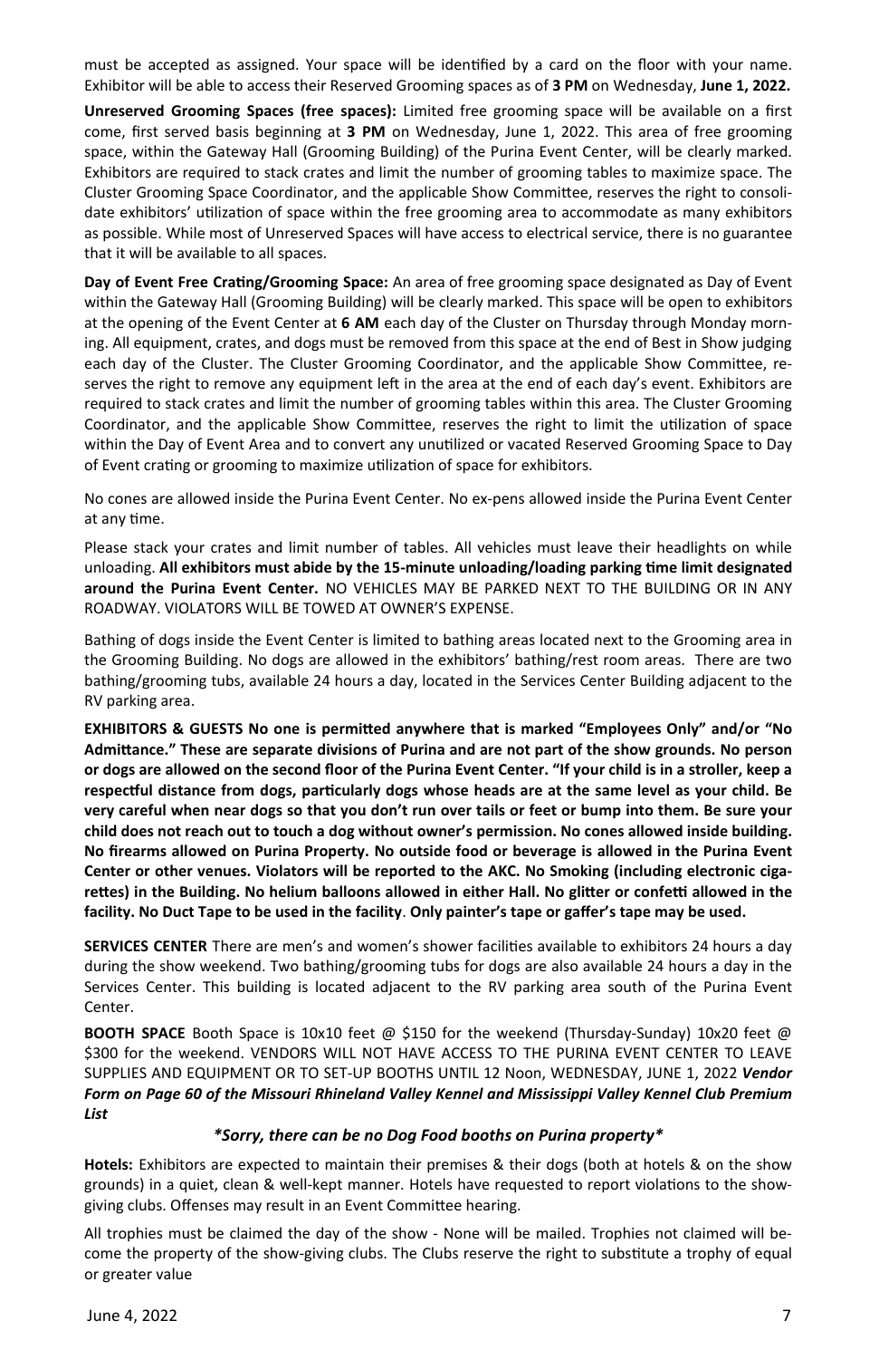must be accepted as assigned. Your space will be identified by a card on the floor with your name. Exhibitor will be able to access their Reserved Grooming spaces as of **3 PM** on Wednesday, **June 1, 2022.**

**Unreserved Grooming Spaces (free spaces):** Limited free grooming space will be available on a first come, first served basis beginning at **3 PM** on Wednesday, June 1, 2022. This area of free grooming space, within the Gateway Hall (Grooming Building) of the Purina Event Center, will be clearly marked. Exhibitors are required to stack crates and limit the number of grooming tables to maximize space. The Cluster Grooming Space Coordinator, and the applicable Show Committee, reserves the right to consolidate exhibitors' utilization of space within the free grooming area to accommodate as many exhibitors as possible. While most of Unreserved Spaces will have access to electrical service, there is no guarantee that it will be available to all spaces.

**Day of Event Free Crating/Grooming Space:** An area of free grooming space designated as Day of Event within the Gateway Hall (Grooming Building) will be clearly marked. This space will be open to exhibitors at the opening of the Event Center at **6 AM** each day of the Cluster on Thursday through Monday morning. All equipment, crates, and dogs must be removed from this space at the end of Best in Show judging each day of the Cluster. The Cluster Grooming Coordinator, and the applicable Show Committee, reserves the right to remove any equipment left in the area at the end of each day's event. Exhibitors are required to stack crates and limit the number of grooming tables within this area. The Cluster Grooming Coordinator, and the applicable Show Committee, reserves the right to limit the utilization of space within the Day of Event Area and to convert any unutilized or vacated Reserved Grooming Space to Day of Event crating or grooming to maximize utilization of space for exhibitors.

No cones are allowed inside the Purina Event Center. No ex-pens allowed inside the Purina Event Center at any time.

Please stack your crates and limit number of tables. All vehicles must leave their headlights on while unloading. **All exhibitors must abide by the 15-minute unloading/loading parking time limit designated around the Purina Event Center.** NO VEHICLES MAY BE PARKED NEXT TO THE BUILDING OR IN ANY ROADWAY. VIOLATORS WILL BE TOWED AT OWNER'S EXPENSE.

Bathing of dogs inside the Event Center is limited to bathing areas located next to the Grooming area in the Grooming Building. No dogs are allowed in the exhibitors' bathing/rest room areas. There are two bathing/grooming tubs, available 24 hours a day, located in the Services Center Building adjacent to the RV parking area.

**EXHIBITORS & GUESTS No one is permitted anywhere that is marked "Employees Only" and/or "No Admittance." These are separate divisions of Purina and are not part of the show grounds. No person or dogs are allowed on the second floor of the Purina Event Center. "If your child is in a stroller, keep a respectful distance from dogs, particularly dogs whose heads are at the same level as your child. Be very careful when near dogs so that you don't run over tails or feet or bump into them. Be sure your child does not reach out to touch a dog without owner's permission. No cones allowed inside building. No firearms allowed on Purina Property. No outside food or beverage is allowed in the Purina Event Center or other venues. Violators will be reported to the AKC. No Smoking (including electronic cigarettes) in the Building. No helium balloons allowed in either Hall. No glitter or confetti allowed in the facility. No Duct Tape to be used in the facility**. **Only painter's tape or gaffer's tape may be used.**

**SERVICES CENTER** There are men's and women's shower facilities available to exhibitors 24 hours a day during the show weekend. Two bathing/grooming tubs for dogs are also available 24 hours a day in the Services Center. This building is located adjacent to the RV parking area south of the Purina Event Center.

**BOOTH SPACE** Booth Space is 10x10 feet @ $150 for the weekend (Thursday-Sunday) 10x20 feet @ $300 for the weekend. VENDORS WILL NOT HAVE ACCESS TO THE PURINA EVENT CENTER TO LEAVE SUPPLIES AND EQUIPMENT OR TO SET-UP BOOTHS UNTIL 12 Noon, WEDNESDAY, JUNE 1, 2022 ***Vendor Form on Page 60 of the Missouri Rhineland Valley Kennel and Mississippi Valley Kennel Club Premium List***

***\*Sorry, there can be no Dog Food booths on Purina property\****

**Hotels:** Exhibitors are expected to maintain their premises & their dogs (both at hotels & on the show grounds) in a quiet, clean & well-kept manner. Hotels have requested to report violations to the show-giving clubs. Offenses may result in an Event Committee hearing.

All trophies must be claimed the day of the show - None will be mailed. Trophies not claimed will become the property of the show-giving clubs. The Clubs reserve the right to substitute a trophy of equal or greater value

June 4, 2022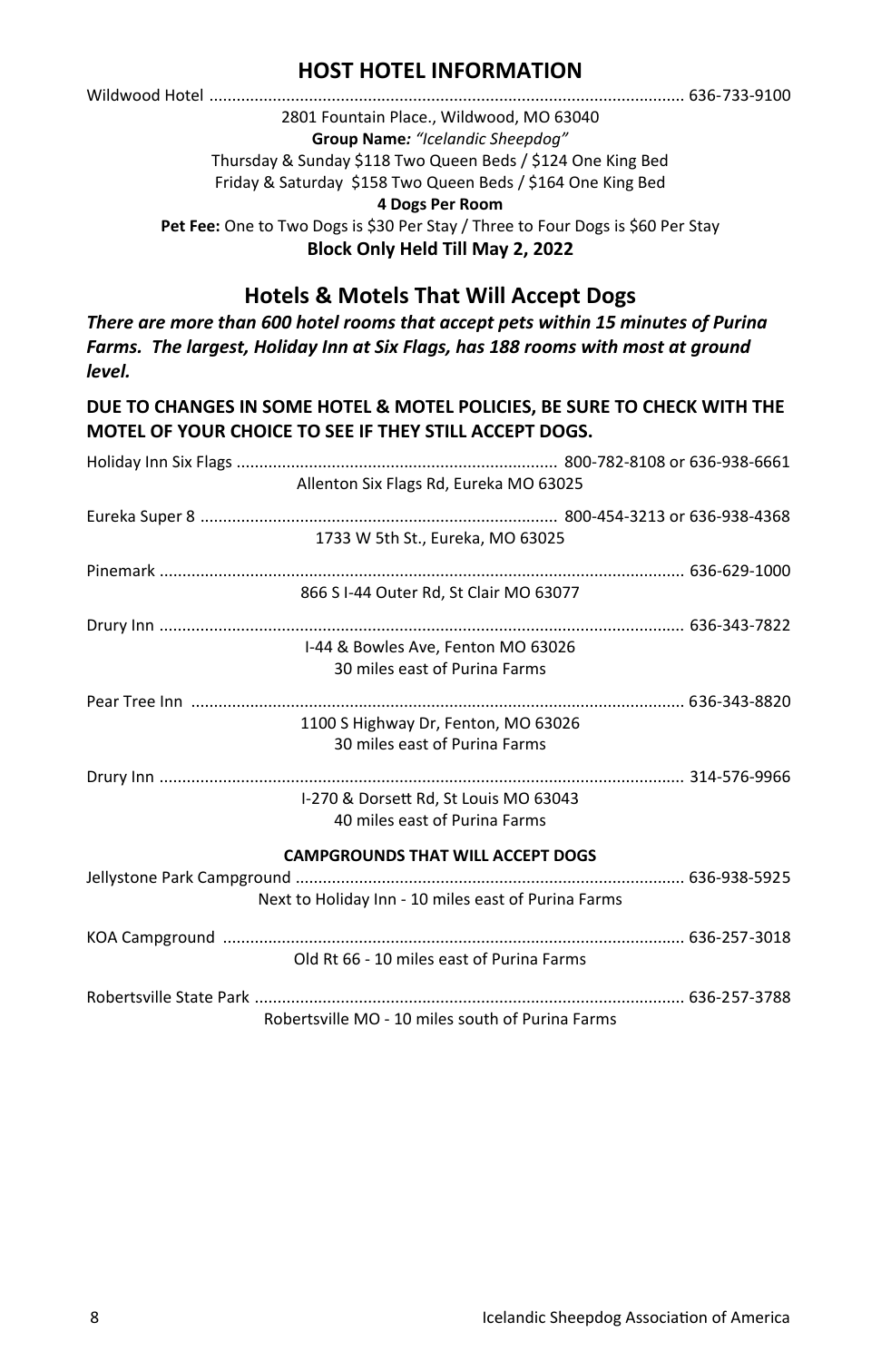## HOST HOTEL INFORMATION

Wildwood Hotel ........................................................................................................ 636-733-9100

2801 Fountain Place., Wildwood, MO 63040

**Group Name:** *"Icelandic Sheepdog"*

Thursday & Sunday $118 Two Queen Beds / $124 One King Bed

Friday & Saturday $158 Two Queen Beds / $164 One King Bed

**4 Dogs Per Room**

**Pet Fee:** One to Two Dogs is $30 Per Stay / Three to Four Dogs is $60 Per Stay

**Block Only Held Till May 2, 2022**

## Hotels & Motels That Will Accept Dogs

***There are more than 600 hotel rooms that accept pets within 15 minutes of Purina Farms. The largest, Holiday Inn at Six Flags, has 188 rooms with most at ground level.***

**DUE TO CHANGES IN SOME HOTEL & MOTEL POLICIES, BE SURE TO CHECK WITH THE MOTEL OF YOUR CHOICE TO SEE IF THEY STILL ACCEPT DOGS.**

Holiday Inn Six Flags ...................................................................... 800-782-8108 or 636-938-6661

Allenton Six Flags Rd, Eureka MO 63025

Eureka Super 8 .............................................................................. 800-454-3213 or 636-938-4368

1733 W 5th St., Eureka, MO 63025

Pinemark .................................................................................................................. 636-629-1000

866 S I-44 Outer Rd, St Clair MO 63077

Drury Inn .................................................................................................................. 636-343-7822

I-44 & Bowles Ave, Fenton MO 63026

30 miles east of Purina Farms

Pear Tree Inn ........................................................................................................... 636-343-8820

1100 S Highway Dr, Fenton, MO 63026

30 miles east of Purina Farms

Drury Inn .................................................................................................................. 314-576-9966

I-270 & Dorsett Rd, St Louis MO 63043

40 miles east of Purina Farms

**CAMPGROUNDS THAT WILL ACCEPT DOGS**

Jellystone Park Campground ..................................................................................... 636-938-5925

Next to Holiday Inn - 10 miles east of Purina Farms

KOA Campground ..................................................................................................... 636-257-3018

Old Rt 66 - 10 miles east of Purina Farms

Robertsville State Park .............................................................................................. 636-257-3788

Robertsville MO - 10 miles south of Purina Farms